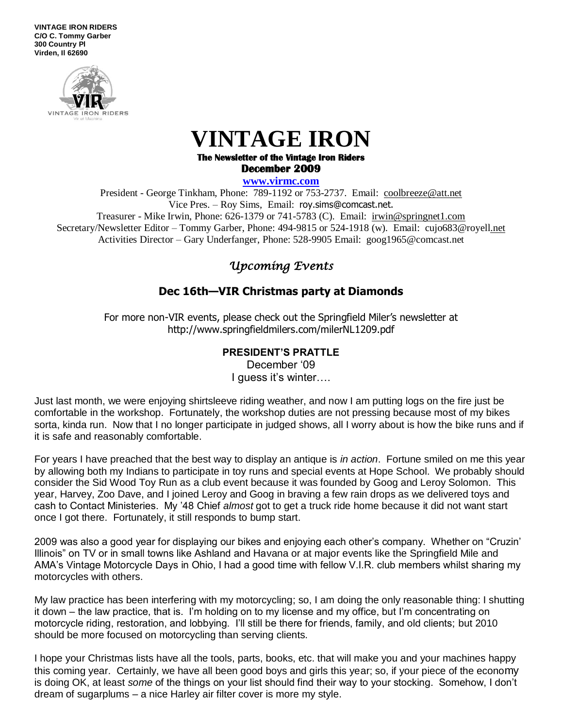**VINTAGE IRON RIDERS**
**C/O C. Tommy Garber**
**300 Country Pl**
**Virden, Il 62690**

# VINTAGE IRON

**The Newsletter of the Vintage Iron Riders**
**December 2009**

**www.virmc.com**

President - George Tinkham, Phone: 789-1192 or 753-2737. Email: coolbreeze@att.net
Vice Pres. – Roy Sims, Email: roy.sims@comcast.net.
Treasurer - Mike Irwin, Phone: 626-1379 or 741-5783 (C). Email: irwin@springnet1.com
Secretary/Newsletter Editor – Tommy Garber, Phone: 494-9815 or 524-1918 (w). Email: cujo683@royell.net
Activities Director – Gary Underfanger, Phone: 528-9905 Email: goog1965@comcast.net

## *Upcoming Events*

### Dec 16th—VIR Christmas party at Diamonds

For more non-VIR events, please check out the Springfield Miler's newsletter at http://www.springfieldmilers.com/milerNL1209.pdf

### PRESIDENT'S PRATTLE

December '09
I guess it's winter….

Just last month, we were enjoying shirtsleeve riding weather, and now I am putting logs on the fire just be comfortable in the workshop. Fortunately, the workshop duties are not pressing because most of my bikes sorta, kinda run. Now that I no longer participate in judged shows, all I worry about is how the bike runs and if it is safe and reasonably comfortable.

For years I have preached that the best way to display an antique is *in action*. Fortune smiled on me this year by allowing both my Indians to participate in toy runs and special events at Hope School. We probably should consider the Sid Wood Toy Run as a club event because it was founded by Goog and Leroy Solomon. This year, Harvey, Zoo Dave, and I joined Leroy and Goog in braving a few rain drops as we delivered toys and cash to Contact Ministeries. My '48 Chief *almost* got to get a truck ride home because it did not want start once I got there. Fortunately, it still responds to bump start.

2009 was also a good year for displaying our bikes and enjoying each other's company. Whether on "Cruzin' Illinois" on TV or in small towns like Ashland and Havana or at major events like the Springfield Mile and AMA's Vintage Motorcycle Days in Ohio, I had a good time with fellow V.I.R. club members whilst sharing my motorcycles with others.

My law practice has been interfering with my motorcycling; so, I am doing the only reasonable thing: I shutting it down – the law practice, that is. I'm holding on to my license and my office, but I'm concentrating on motorcycle riding, restoration, and lobbying. I'll still be there for friends, family, and old clients; but 2010 should be more focused on motorcycling than serving clients.

I hope your Christmas lists have all the tools, parts, books, etc. that will make you and your machines happy this coming year. Certainly, we have all been good boys and girls this year; so, if your piece of the economy is doing OK, at least *some* of the things on your list should find their way to your stocking. Somehow, I don't dream of sugarplums – a nice Harley air filter cover is more my style.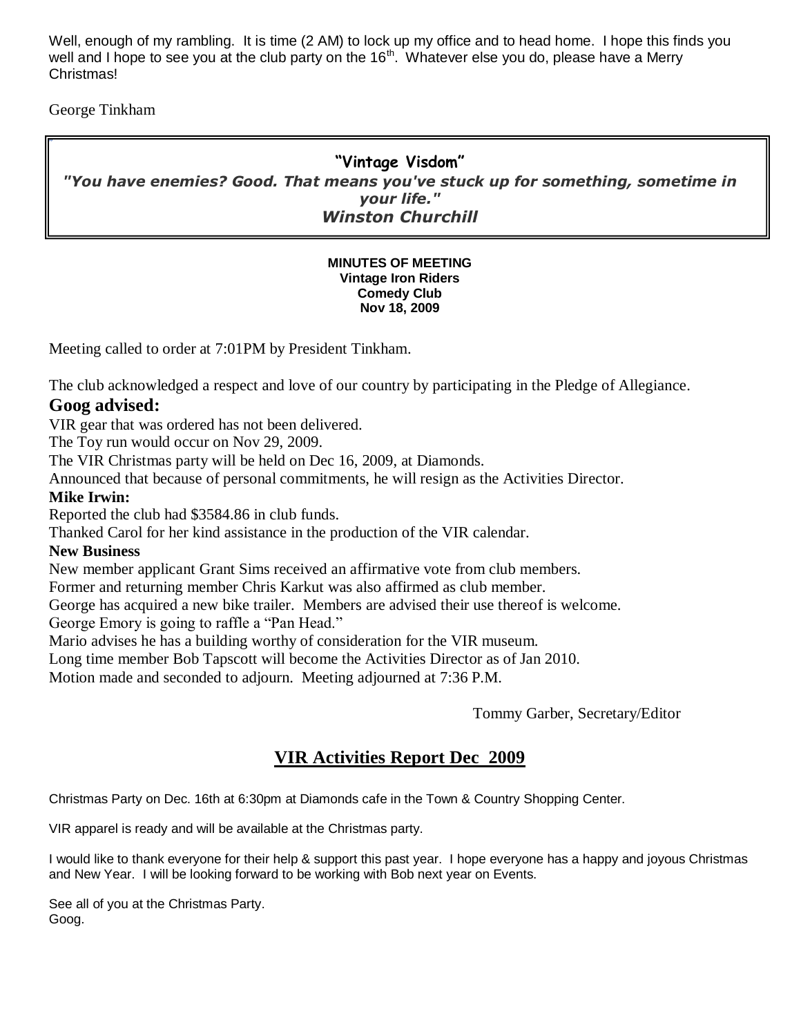Well, enough of my rambling. It is time (2 AM) to lock up my office and to head home. I hope this finds you well and I hope to see you at the club party on the 16th. Whatever else you do, please have a Merry Christmas!

George Tinkham

**"Vintage Visdom"**

***"You have enemies? Good. That means you've stuck up for something, sometime in your life."***

***Winston Churchill***

**MINUTES OF MEETING**
**Vintage Iron Riders**
**Comedy Club**
**Nov 18, 2009**

Meeting called to order at 7:01PM by President Tinkham.

The club acknowledged a respect and love of our country by participating in the Pledge of Allegiance.

## Goog advised:

VIR gear that was ordered has not been delivered.
The Toy run would occur on Nov 29, 2009.
The VIR Christmas party will be held on Dec 16, 2009, at Diamonds.
Announced that because of personal commitments, he will resign as the Activities Director.

**Mike Irwin:**

Reported the club had $3584.86 in club funds.
Thanked Carol for her kind assistance in the production of the VIR calendar.

**New Business**

New member applicant Grant Sims received an affirmative vote from club members.
Former and returning member Chris Karkut was also affirmed as club member.
George has acquired a new bike trailer. Members are advised their use thereof is welcome.
George Emory is going to raffle a "Pan Head."
Mario advises he has a building worthy of consideration for the VIR museum.
Long time member Bob Tapscott will become the Activities Director as of Jan 2010.
Motion made and seconded to adjourn. Meeting adjourned at 7:36 P.M.

Tommy Garber, Secretary/Editor

## VIR Activities Report Dec 2009

Christmas Party on Dec. 16th at 6:30pm at Diamonds cafe in the Town & Country Shopping Center.

VIR apparel is ready and will be available at the Christmas party.

I would like to thank everyone for their help & support this past year. I hope everyone has a happy and joyous Christmas and New Year. I will be looking forward to be working with Bob next year on Events.

See all of you at the Christmas Party.
Goog.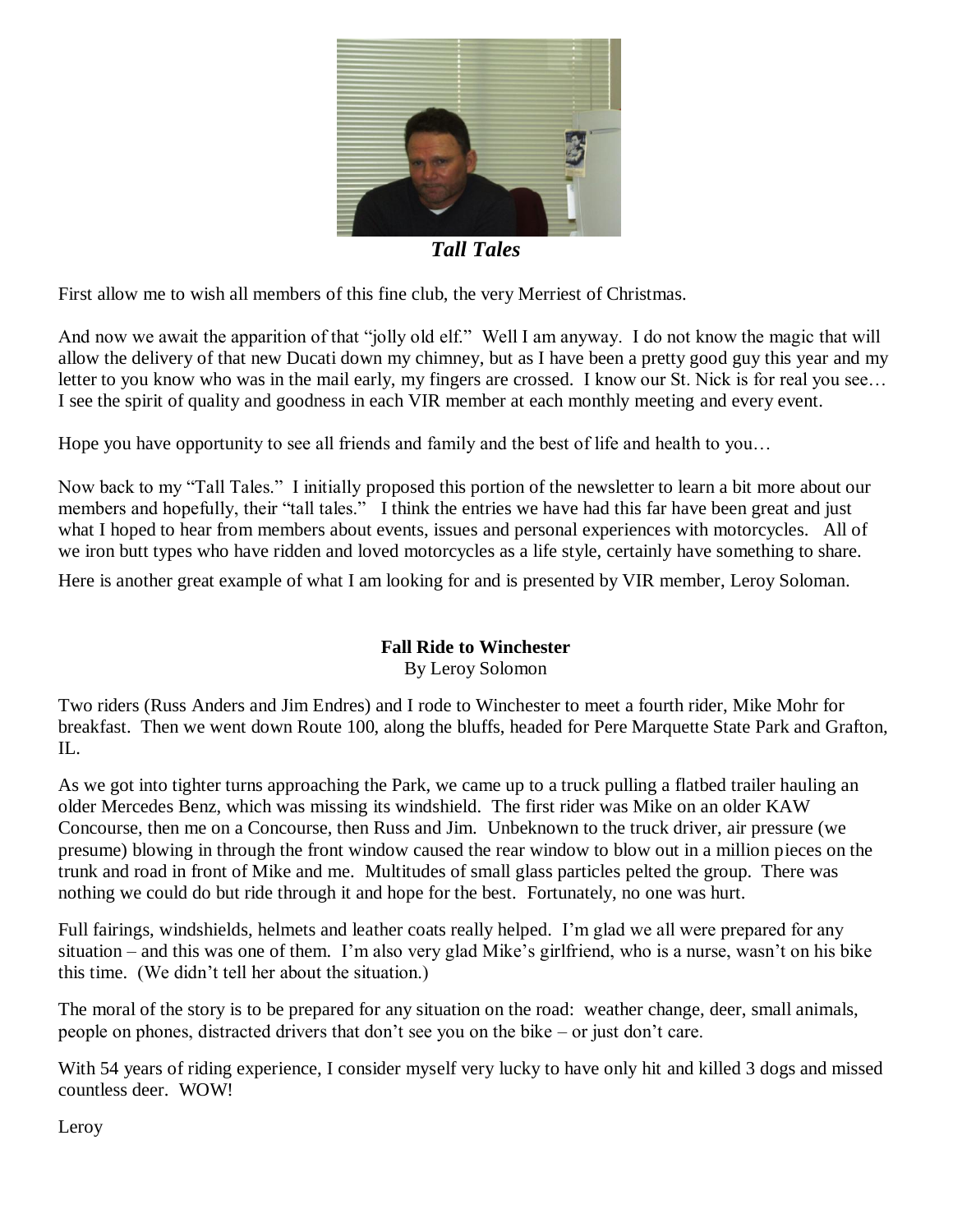*Tall Tales*

First allow me to wish all members of this fine club, the very Merriest of Christmas.

And now we await the apparition of that "jolly old elf." Well I am anyway. I do not know the magic that will allow the delivery of that new Ducati down my chimney, but as I have been a pretty good guy this year and my letter to you know who was in the mail early, my fingers are crossed. I know our St. Nick is for real you see… I see the spirit of quality and goodness in each VIR member at each monthly meeting and every event.

Hope you have opportunity to see all friends and family and the best of life and health to you…

Now back to my "Tall Tales." I initially proposed this portion of the newsletter to learn a bit more about our members and hopefully, their "tall tales." I think the entries we have had this far have been great and just what I hoped to hear from members about events, issues and personal experiences with motorcycles. All of we iron butt types who have ridden and loved motorcycles as a life style, certainly have something to share.

Here is another great example of what I am looking for and is presented by VIR member, Leroy Soloman.

**Fall Ride to Winchester**

By Leroy Solomon

Two riders (Russ Anders and Jim Endres) and I rode to Winchester to meet a fourth rider, Mike Mohr for breakfast. Then we went down Route 100, along the bluffs, headed for Pere Marquette State Park and Grafton, IL.

As we got into tighter turns approaching the Park, we came up to a truck pulling a flatbed trailer hauling an older Mercedes Benz, which was missing its windshield. The first rider was Mike on an older KAW Concourse, then me on a Concourse, then Russ and Jim. Unbeknown to the truck driver, air pressure (we presume) blowing in through the front window caused the rear window to blow out in a million pieces on the trunk and road in front of Mike and me. Multitudes of small glass particles pelted the group. There was nothing we could do but ride through it and hope for the best. Fortunately, no one was hurt.

Full fairings, windshields, helmets and leather coats really helped. I'm glad we all were prepared for any situation – and this was one of them. I'm also very glad Mike's girlfriend, who is a nurse, wasn't on his bike this time. (We didn't tell her about the situation.)

The moral of the story is to be prepared for any situation on the road: weather change, deer, small animals, people on phones, distracted drivers that don't see you on the bike – or just don't care.

With 54 years of riding experience, I consider myself very lucky to have only hit and killed 3 dogs and missed countless deer. WOW!

Leroy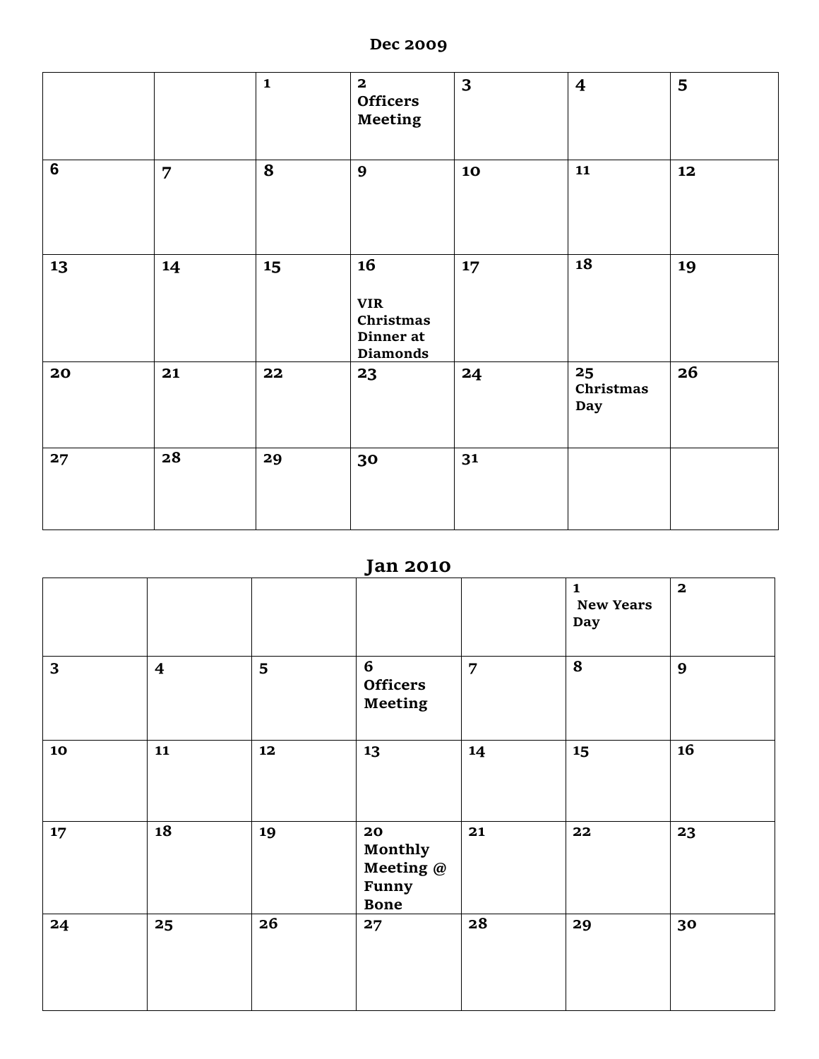Dec 2009

| | | | | | | |
|---|---|---|---|---|---|---|
| | | 1 | 2 Officers Meeting | 3 | 4 | 5 |
| 6 | 7 | 8 | 9 | 10 | 11 | 12 |
| 13 | 14 | 15 | 16 VIR Christmas Dinner at Diamonds | 17 | 18 | 19 |
| 20 | 21 | 22 | 23 | 24 | 25 Christmas Day | 26 |
| 27 | 28 | 29 | 30 | 31 | | |

Jan 2010

| | | | | | | |
|---|---|---|---|---|---|---|
| | | | | | 1 New Years Day | 2 |
| 3 | 4 | 5 | 6 Officers Meeting | 7 | 8 | 9 |
| 10 | 11 | 12 | 13 | 14 | 15 | 16 |
| 17 | 18 | 19 | 20 Monthly Meeting @ Funny Bone | 21 | 22 | 23 |
| 24 | 25 | 26 | 27 | 28 | 29 | 30 |